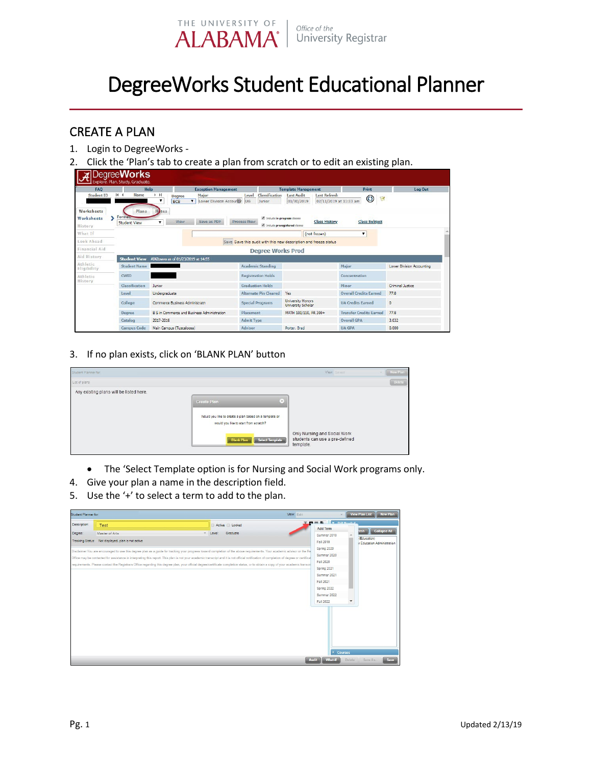THE UNIVERSITY OF ALABAMA | Office of the University Registrar

# DegreeWorks Student Educational Planner

## CREATE A PLAN

1. Login to DegreeWorks -
2. Click the 'Plan's tab to create a plan from scratch or to edit an existing plan.
3. If no plan exists, click on 'BLANK PLAN' button
   - The 'Select Template option is for Nursing and Social Work programs only.
4. Give your plan a name in the description field.
5. Use the '+' to select a term to add to the plan.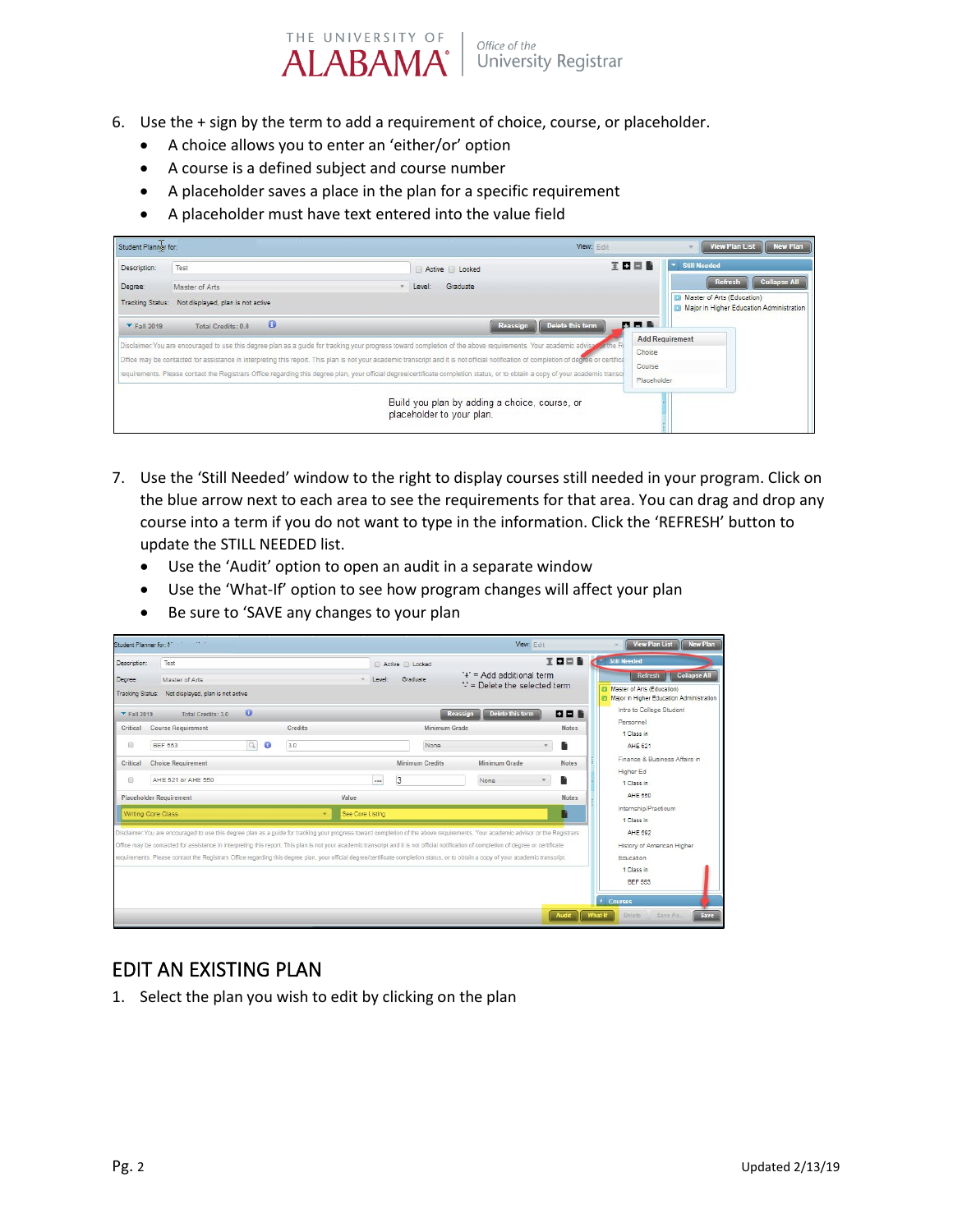6. Use the + sign by the term to add a requirement of choice, course, or placeholder.
   - A choice allows you to enter an 'either/or' option
   - A course is a defined subject and course number
   - A placeholder saves a place in the plan for a specific requirement
   - A placeholder must have text entered into the value field

7. Use the 'Still Needed' window to the right to display courses still needed in your program. Click on the blue arrow next to each area to see the requirements for that area. You can drag and drop any course into a term if you do not want to type in the information. Click the 'REFRESH' button to update the STILL NEEDED list.
   - Use the 'Audit' option to open an audit in a separate window
   - Use the 'What-If' option to see how program changes will affect your plan
   - Be sure to 'SAVE any changes to your plan

## EDIT AN EXISTING PLAN

1. Select the plan you wish to edit by clicking on the plan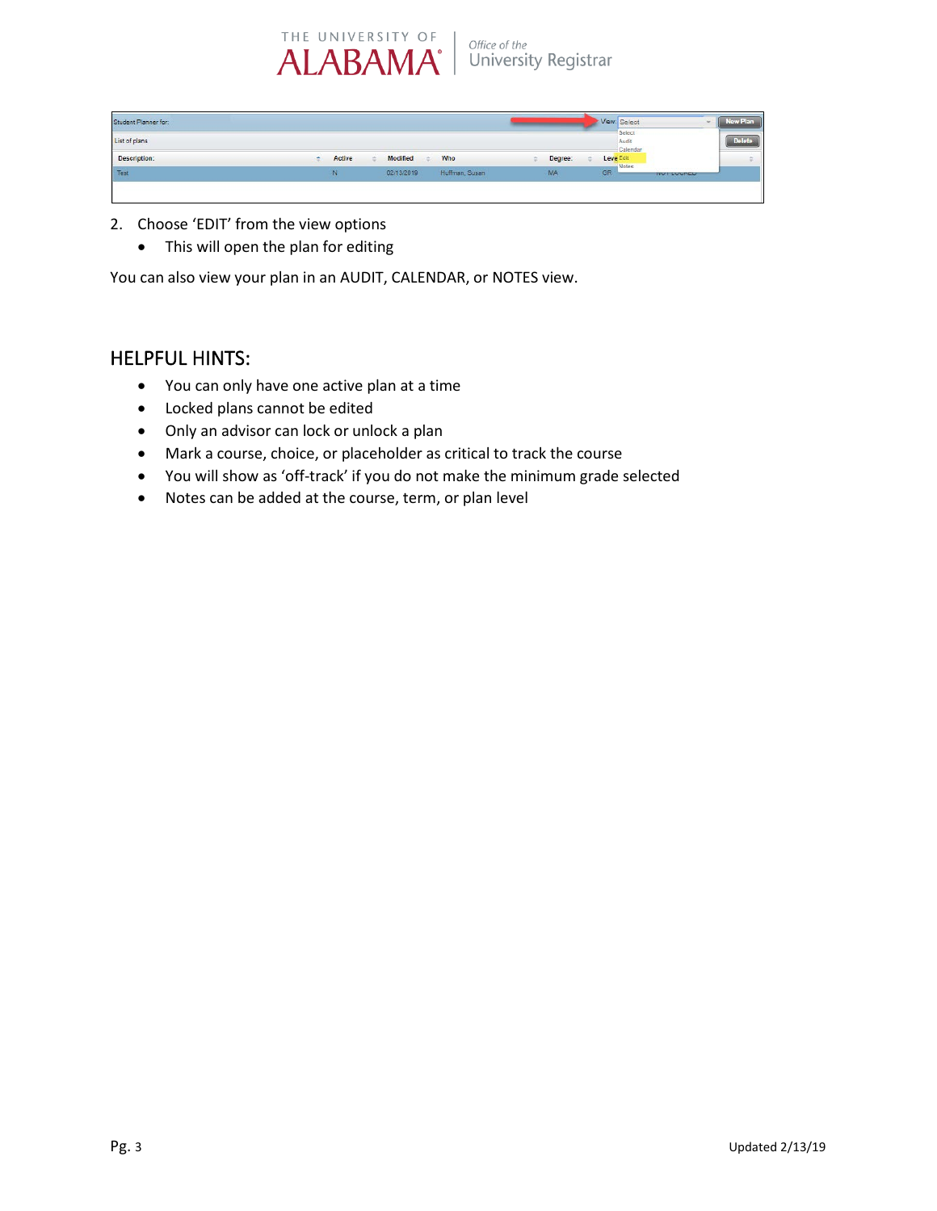2. Choose 'EDIT' from the view options
   - This will open the plan for editing

You can also view your plan in an AUDIT, CALENDAR, or NOTES view.

## HELPFUL HINTS:

- You can only have one active plan at a time
- Locked plans cannot be edited
- Only an advisor can lock or unlock a plan
- Mark a course, choice, or placeholder as critical to track the course
- You will show as 'off-track' if you do not make the minimum grade selected
- Notes can be added at the course, term, or plan level

Updated 2/13/19